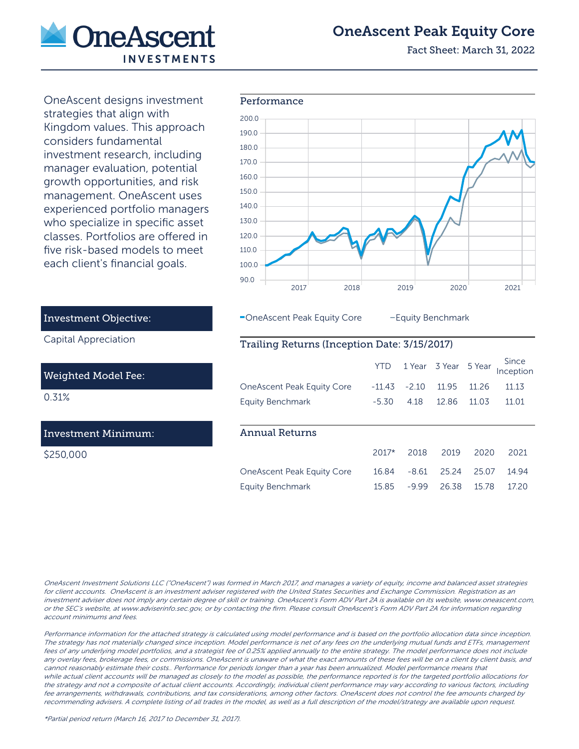# OneAscent Peak Equity Core

Fact Sheet: March 31, 2022

OneAscent designs investment strategies that align with Kingdom values. This approach considers fundamental investment research, including manager evaluation, potential growth opportunities, and risk management. OneAscent uses experienced portfolio managers who specialize in specific asset classes. Portfolios are offered in five risk-based models to meet each client's financial goals.

## Investment Objective:

Capital Appreciation

## Weighted Model Fee:

0.31%

## Investment Minimum:

$250,000

## Performance

OneAscent Peak Equity Core — Equity Benchmark

## Trailing Returns (Inception Date: 3/15/2017)

| | YTD | 1 Year | 3 Year | 5 Year | Since Inception |
|---|---|---|---|---|---|
| OneAscent Peak Equity Core | -11.43 | -2.10 | 11.95 | 11.26 | 11.13 |
| Equity Benchmark | -5.30 | 4.18 | 12.86 | 11.03 | 11.01 |

## Annual Returns

| | 2017* | 2018 | 2019 | 2020 | 2021 |
|---|---|---|---|---|---|
| OneAscent Peak Equity Core | 16.84 | -8.61 | 25.24 | 25.07 | 14.94 |
| Equity Benchmark | 15.85 | -9.99 | 26.38 | 15.78 | 17.20 |

*OneAscent Investment Solutions LLC ("OneAscent") was formed in March 2017, and manages a variety of equity, income and balanced asset strategies for client accounts. OneAscent is an investment adviser registered with the United States Securities and Exchange Commission. Registration as an investment adviser does not imply any certain degree of skill or training. OneAscent's Form ADV Part 2A is available on its website, www.oneascent.com, or the SEC's website, at www.adviserinfo.sec.gov, or by contacting the firm. Please consult OneAscent's Form ADV Part 2A for information regarding account minimums and fees.*

*Performance information for the attached strategy is calculated using model performance and is based on the portfolio allocation data since inception. The strategy has not materially changed since inception. Model performance is net of any fees on the underlying mutual funds and ETFs, management fees of any underlying model portfolios, and a strategist fee of 0.25% applied annually to the entire strategy. The model performance does not include any overlay fees, brokerage fees, or commissions. OneAscent is unaware of what the exact amounts of these fees will be on a client by client basis, and cannot reasonably estimate their costs.. Performance for periods longer than a year has been annualized. Model performance means that while actual client accounts will be managed as closely to the model as possible, the performance reported is for the targeted portfolio allocations for the strategy and not a composite of actual client accounts. Accordingly, individual client performance may vary according to various factors, including fee arrangements, withdrawals, contributions, and tax considerations, among other factors. OneAscent does not control the fee amounts charged by recommending advisers. A complete listing of all trades in the model, as well as a full description of the model/strategy are available upon request.*

*\*Partial period return (March 16, 2017 to December 31, 2017).*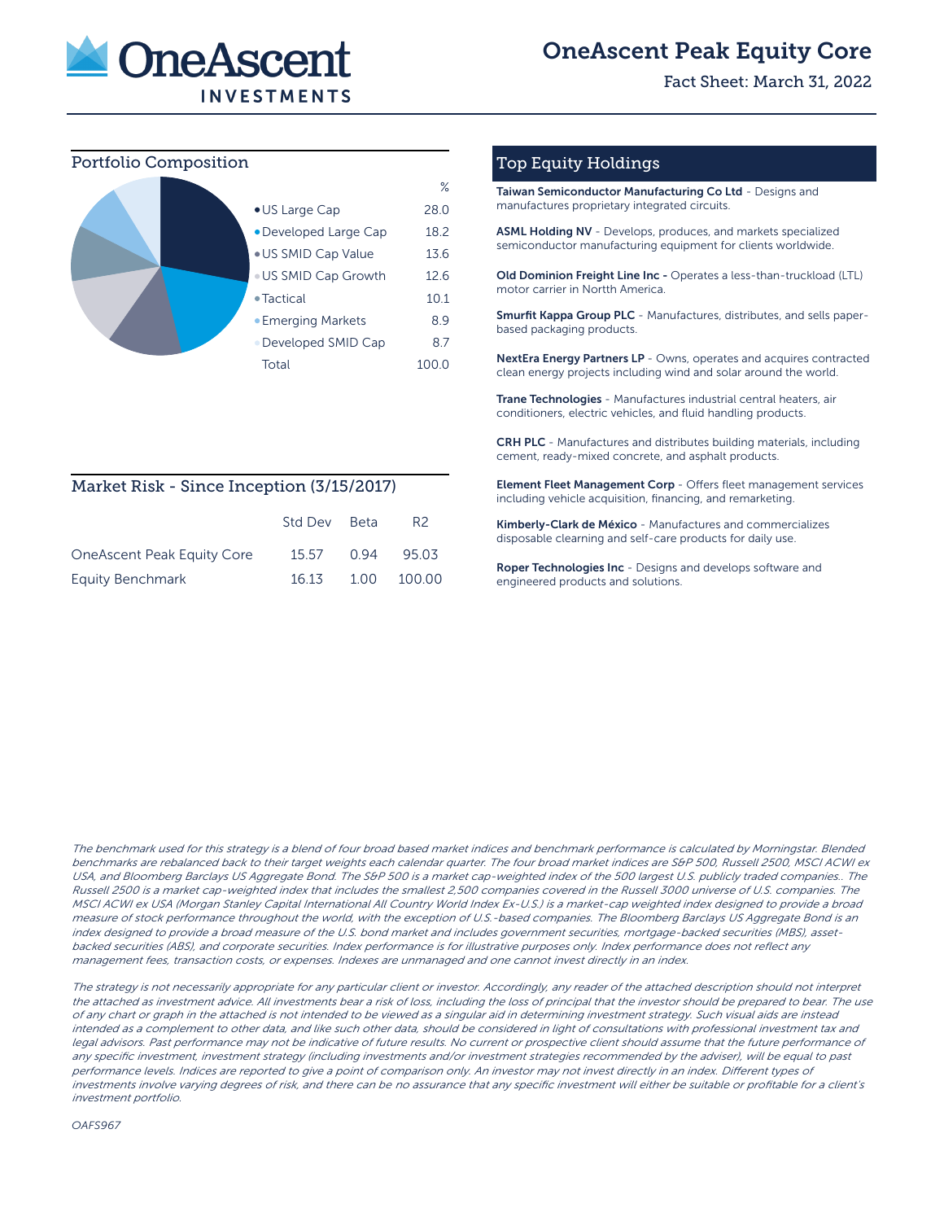# OneAscent Peak Equity Core

Fact Sheet: March 31, 2022

## Portfolio Composition

| | % |
|---|---|
| US Large Cap | 28.0 |
| Developed Large Cap | 18.2 |
| US SMID Cap Value | 13.6 |
| US SMID Cap Growth | 12.6 |
| Tactical | 10.1 |
| Emerging Markets | 8.9 |
| Developed SMID Cap | 8.7 |
| Total | 100.0 |

## Market Risk - Since Inception (3/15/2017)

| | Std Dev | Beta | R2 |
|---|---|---|---|
| OneAscent Peak Equity Core | 15.57 | 0.94 | 95.03 |
| Equity Benchmark | 16.13 | 1.00 | 100.00 |

## Top Equity Holdings

**Taiwan Semiconductor Manufacturing Co Ltd** - Designs and manufactures proprietary integrated circuits.

**ASML Holding NV** - Develops, produces, and markets specialized semiconductor manufacturing equipment for clients worldwide.

**Old Dominion Freight Line Inc -** Operates a less-than-truckload (LTL) motor carrier in Nortth America.

**Smurfit Kappa Group PLC** - Manufactures, distributes, and sells paper-based packaging products.

**NextEra Energy Partners LP** - Owns, operates and acquires contracted clean energy projects including wind and solar around the world.

**Trane Technologies** - Manufactures industrial central heaters, air conditioners, electric vehicles, and fluid handling products.

**CRH PLC** - Manufactures and distributes building materials, including cement, ready-mixed concrete, and asphalt products.

**Element Fleet Management Corp** - Offers fleet management services including vehicle acquisition, financing, and remarketing.

**Kimberly-Clark de México** - Manufactures and commercializes disposable clearning and self-care products for daily use.

**Roper Technologies Inc** - Designs and develops software and engineered products and solutions.

*The benchmark used for this strategy is a blend of four broad based market indices and benchmark performance is calculated by Morningstar. Blended benchmarks are rebalanced back to their target weights each calendar quarter. The four broad market indices are S&P 500, Russell 2500, MSCI ACWI ex USA, and Bloomberg Barclays US Aggregate Bond. The S&P 500 is a market cap-weighted index of the 500 largest U.S. publicly traded companies.. The Russell 2500 is a market cap-weighted index that includes the smallest 2,500 companies covered in the Russell 3000 universe of U.S. companies. The MSCI ACWI ex USA (Morgan Stanley Capital International All Country World Index Ex-U.S.) is a market-cap weighted index designed to provide a broad measure of stock performance throughout the world, with the exception of U.S.-based companies. The Bloomberg Barclays US Aggregate Bond is an index designed to provide a broad measure of the U.S. bond market and includes government securities, mortgage-backed securities (MBS), asset-backed securities (ABS), and corporate securities. Index performance is for illustrative purposes only. Index performance does not reflect any management fees, transaction costs, or expenses. Indexes are unmanaged and one cannot invest directly in an index.*

*The strategy is not necessarily appropriate for any particular client or investor. Accordingly, any reader of the attached description should not interpret the attached as investment advice. All investments bear a risk of loss, including the loss of principal that the investor should be prepared to bear. The use of any chart or graph in the attached is not intended to be viewed as a singular aid in determining investment strategy. Such visual aids are instead intended as a complement to other data, and like such other data, should be considered in light of consultations with professional investment tax and legal advisors. Past performance may not be indicative of future results. No current or prospective client should assume that the future performance of any specific investment, investment strategy (including investments and/or investment strategies recommended by the adviser), will be equal to past performance levels. Indices are reported to give a point of comparison only. An investor may not invest directly in an index. Different types of investments involve varying degrees of risk, and there can be no assurance that any specific investment will either be suitable or profitable for a client's investment portfolio.*

*OAFS967*